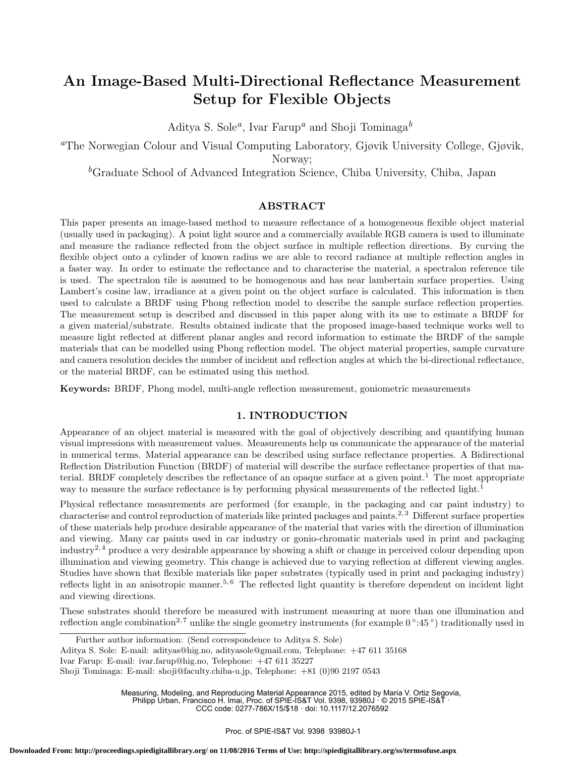# An Image-Based Multi-Directional Reflectance Measurement Setup for Flexible Objects

Aditya S. Sole[a], Ivar Farup[a] and Shoji Tominaga[b]

[a]The Norwegian Colour and Visual Computing Laboratory, Gjøvik University College, Gjøvik, Norway;

[b]Graduate School of Advanced Integration Science, Chiba University, Chiba, Japan

## ABSTRACT

This paper presents an image-based method to measure reflectance of a homogeneous flexible object material (usually used in packaging). A point light source and a commercially available RGB camera is used to illuminate and measure the radiance reflected from the object surface in multiple reflection directions. By curving the flexible object onto a cylinder of known radius we are able to record radiance at multiple reflection angles in a faster way. In order to estimate the reflectance and to characterise the material, a spectralon reference tile is used. The spectralon tile is assumed to be homogenous and has near lambertain surface properties. Using Lambert's cosine law, irradiance at a given point on the object surface is calculated. This information is then used to calculate a BRDF using Phong reflection model to describe the sample surface reflection properties. The measurement setup is described and discussed in this paper along with its use to estimate a BRDF for a given material/substrate. Results obtained indicate that the proposed image-based technique works well to measure light reflected at different planar angles and record information to estimate the BRDF of the sample materials that can be modelled using Phong reflection model. The object material properties, sample curvature and camera resolution decides the number of incident and reflection angles at which the bi-directional reflectance, or the material BRDF, can be estimated using this method.

**Keywords:** BRDF, Phong model, multi-angle reflection measurement, goniometric measurements

## 1. INTRODUCTION

Appearance of an object material is measured with the goal of objectively describing and quantifying human visual impressions with measurement values. Measurements help us communicate the appearance of the material in numerical terms. Material appearance can be described using surface reflectance properties. A Bidirectional Reflection Distribution Function (BRDF) of material will describe the surface reflectance properties of that material. BRDF completely describes the reflectance of an opaque surface at a given point.[1] The most appropriate way to measure the surface reflectance is by performing physical measurements of the reflected light.[1]

Physical reflectance measurements are performed (for example, in the packaging and car paint industry) to characterise and control reproduction of materials like printed packages and paints.[2,3] Different surface properties of these materials help produce desirable appearance of the material that varies with the direction of illumination and viewing. Many car paints used in car industry or gonio-chromatic materials used in print and packaging industry[2,4] produce a very desirable appearance by showing a shift or change in perceived colour depending upon illumination and viewing geometry. This change is achieved due to varying reflection at different viewing angles. Studies have shown that flexible materials like paper substrates (typically used in print and packaging industry) reflects light in an anisotropic manner.[5,6] The reflected light quantity is therefore dependent on incident light and viewing directions.

These substrates should therefore be measured with instrument measuring at more than one illumination and reflection angle combination[2,7] unlike the single geometry instruments (for example $0°$:$45°$) traditionally used in

Further author information: (Send correspondence to Aditya S. Sole)
Aditya S. Sole: E-mail: adityas@hig.no, adityasole@gmail.com, Telephone: +47 611 35168
Ivar Farup: E-mail: ivar.farup@hig.no, Telephone: +47 611 35227
Shoji Tominaga: E-mail: shoji@faculty.chiba-u.jp, Telephone: +81 (0)90 2197 0543

Measuring, Modeling, and Reproducing Material Appearance 2015, edited by Maria V. Ortiz Segovia, Philipp Urban, Francisco H. Imai, Proc. of SPIE-IS&T Vol. 9398, 93980J · © 2015 SPIE-IS&T · CCC code: 0277-786X/15/$18 · doi: 10.1117/12.2076592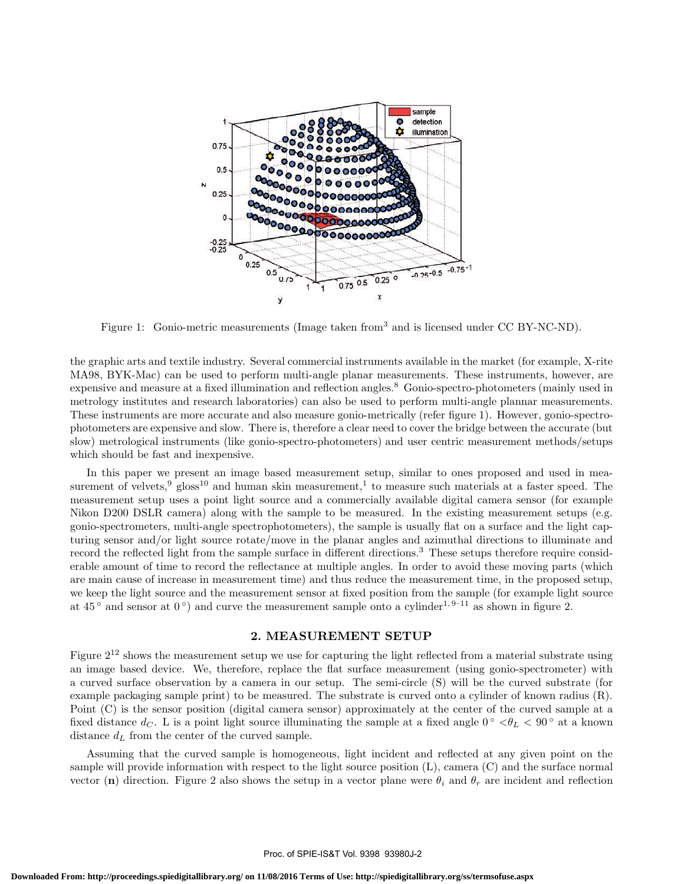Figure 1: Gonio-metric measurements (Image taken from[3] and is licensed under CC BY-NC-ND).

the graphic arts and textile industry. Several commercial instruments available in the market (for example, X-rite MA98, BYK-Mac) can be used to perform multi-angle planar measurements. These instruments, however, are expensive and measure at a fixed illumination and reflection angles.[8] Gonio-spectro-photometers (mainly used in metrology institutes and research laboratories) can also be used to perform multi-angle plannar measurements. These instruments are more accurate and also measure gonio-metrically (refer figure 1). However, gonio-spectro-photometers are expensive and slow. There is, therefore a clear need to cover the bridge between the accurate (but slow) metrological instruments (like gonio-spectro-photometers) and user centric measurement methods/setups which should be fast and inexpensive.

In this paper we present an image based measurement setup, similar to ones proposed and used in measurement of velvets,[9] gloss[10] and human skin measurement,[1] to measure such materials at a faster speed. The measurement setup uses a point light source and a commercially available digital camera sensor (for example Nikon D200 DSLR camera) along with the sample to be measured. In the existing measurement setups (e.g. gonio-spectrometers, multi-angle spectrophotometers), the sample is usually flat on a surface and the light capturing sensor and/or light source rotate/move in the planar angles and azimuthal directions to illuminate and record the reflected light from the sample surface in different directions.[3] These setups therefore require considerable amount of time to record the reflectance at multiple angles. In order to avoid these moving parts (which are main cause of increase in measurement time) and thus reduce the measurement time, in the proposed setup, we keep the light source and the measurement sensor at fixed position from the sample (for example light source at $45^\circ$ and sensor at $0^\circ$) and curve the measurement sample onto a cylinder[1, 9–11] as shown in figure 2.

## 2. MEASUREMENT SETUP

Figure 2[12] shows the measurement setup we use for capturing the light reflected from a material substrate using an image based device. We, therefore, replace the flat surface measurement (using gonio-spectrometer) with a curved surface observation by a camera in our setup. The semi-circle (S) will be the curved substrate (for example packaging sample print) to be measured. The substrate is curved onto a cylinder of known radius (R). Point (C) is the sensor position (digital camera sensor) approximately at the center of the curved sample at a fixed distance $d_C$. L is a point light source illuminating the sample at a fixed angle $0^\circ < \theta_L < 90^\circ$ at a known distance $d_L$ from the center of the curved sample.

Assuming that the curved sample is homogeneous, light incident and reflected at any given point on the sample will provide information with respect to the light source position (L), camera (C) and the surface normal vector ($\mathbf{n}$) direction. Figure 2 also shows the setup in a vector plane were $\theta_i$ and $\theta_r$ are incident and reflection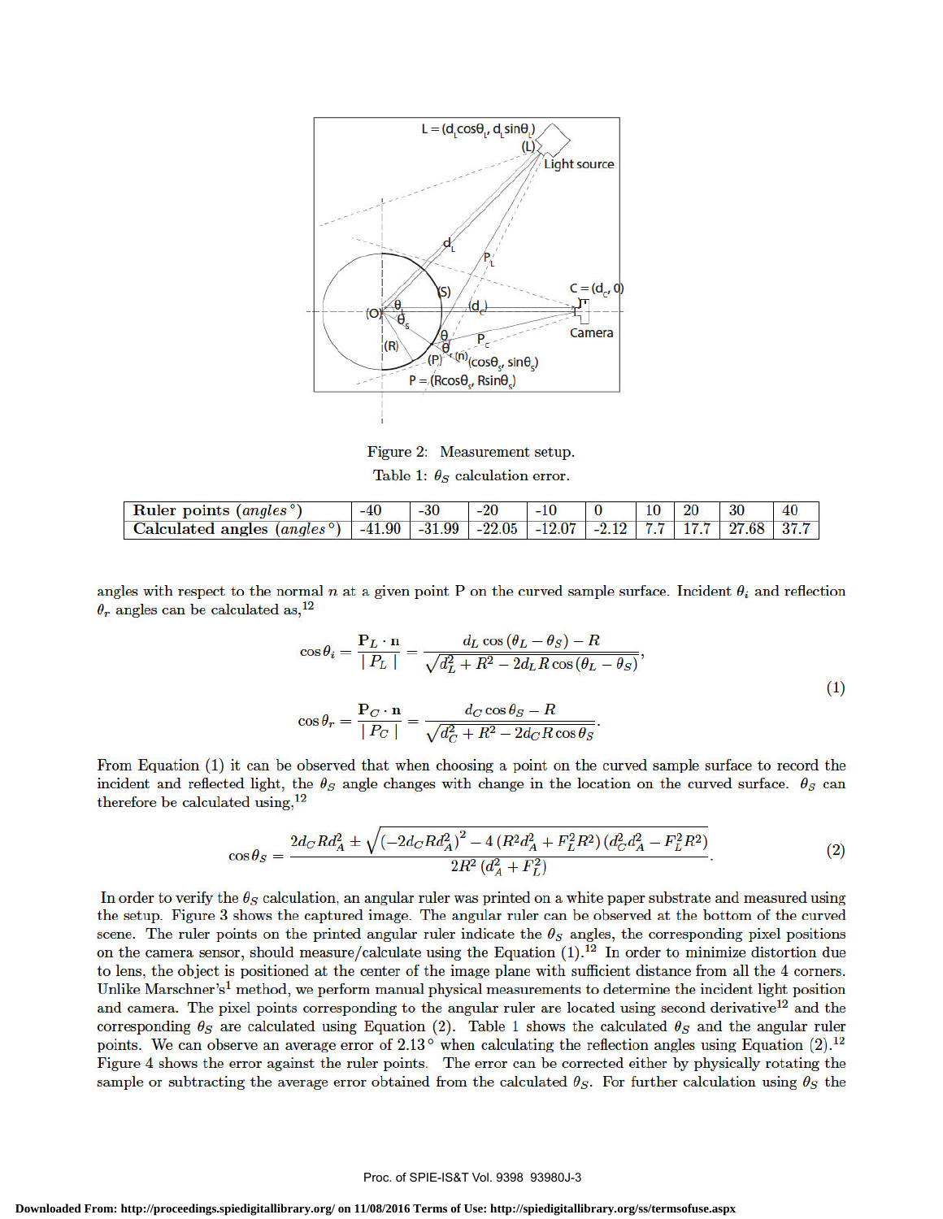Figure 2: Measurement setup.

Table 1: $\theta_S$ calculation error.

| **Ruler points** (*angles* °) | -40 | -30 | -20 | -10 | 0 | 10 | 20 | 30 | 40 |
|---|---|---|---|---|---|---|---|---|---|
| **Calculated angles** (*angles* °) | -41.90 | -31.99 | -22.05 | -12.07 | -2.12 | 7.7 | 17.7 | 27.68 | 37.7 |

angles with respect to the normal $n$ at a given point P on the curved sample surface. Incident $\theta_i$ and reflection $\theta_r$ angles can be calculated as,[12]

$$
\cos\theta_i = \frac{\mathbf{P}_L \cdot \mathbf{n}}{\mid P_L \mid} = \frac{d_L \cos(\theta_L - \theta_S) - R}{\sqrt{d_L^2 + R^2 - 2 d_L R \cos(\theta_L - \theta_S)}},
$$

$$
\cos\theta_r = \frac{\mathbf{P}_C \cdot \mathbf{n}}{\mid P_C \mid} = \frac{d_C \cos\theta_S - R}{\sqrt{d_C^2 + R^2 - 2 d_C R \cos\theta_S}}. \tag{1}
$$

From Equation (1) it can be observed that when choosing a point on the curved sample surface to record the incident and reflected light, the $\theta_S$ angle changes with change in the location on the curved surface. $\theta_S$ can therefore be calculated using,[12]

$$
\cos\theta_S = \frac{2 d_C R d_A^2 \pm \sqrt{\left(-2 d_C R d_A^2\right)^2 - 4\left(R^2 d_A^2 + F_L^2 R^2\right)\left(d_C^2 d_A^2 - F_L^2 R^2\right)}}{2R^2\left(d_A^2 + F_L^2\right)}. \tag{2}
$$

In order to verify the $\theta_S$ calculation, an angular ruler was printed on a white paper substrate and measured using the setup. Figure 3 shows the captured image. The angular ruler can be observed at the bottom of the curved scene. The ruler points on the printed angular ruler indicate the $\theta_S$ angles, the corresponding pixel positions on the camera sensor, should measure/calculate using the Equation (1).[12] In order to minimize distortion due to lens, the object is positioned at the center of the image plane with sufficient distance from all the 4 corners. Unlike Marschner's[1] method, we perform manual physical measurements to determine the incident light position and camera. The pixel points corresponding to the angular ruler are located using second derivative[12] and the corresponding $\theta_S$ are calculated using Equation (2). Table 1 shows the calculated $\theta_S$ and the angular ruler points. We can observe an average error of 2.13° when calculating the reflection angles using Equation (2).[12] Figure 4 shows the error against the ruler points. The error can be corrected either by physically rotating the sample or subtracting the average error obtained from the calculated $\theta_S$. For further calculation using $\theta_S$ the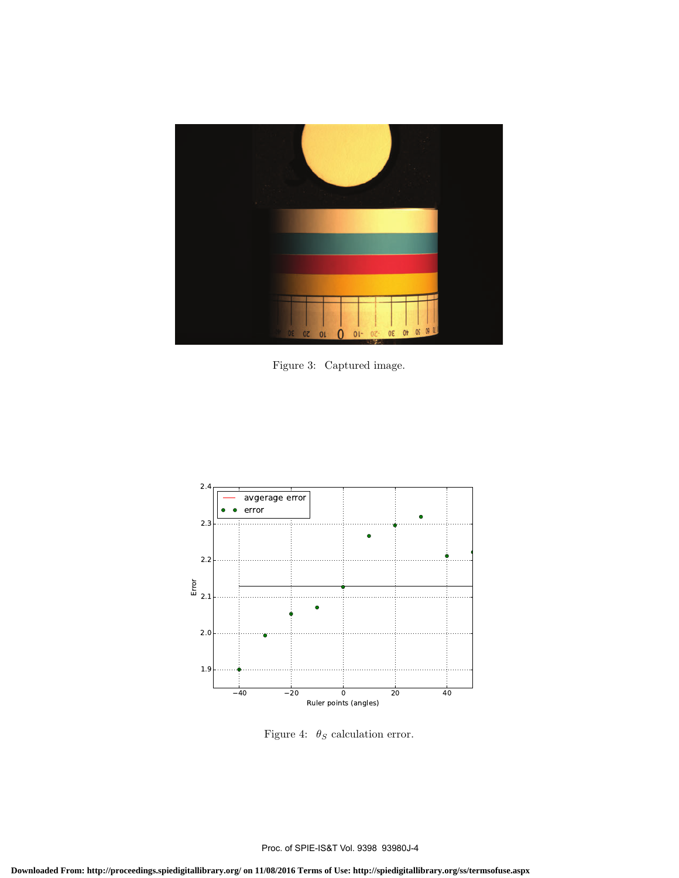Figure 3: Captured image.

Figure 4: $\theta_S$ calculation error.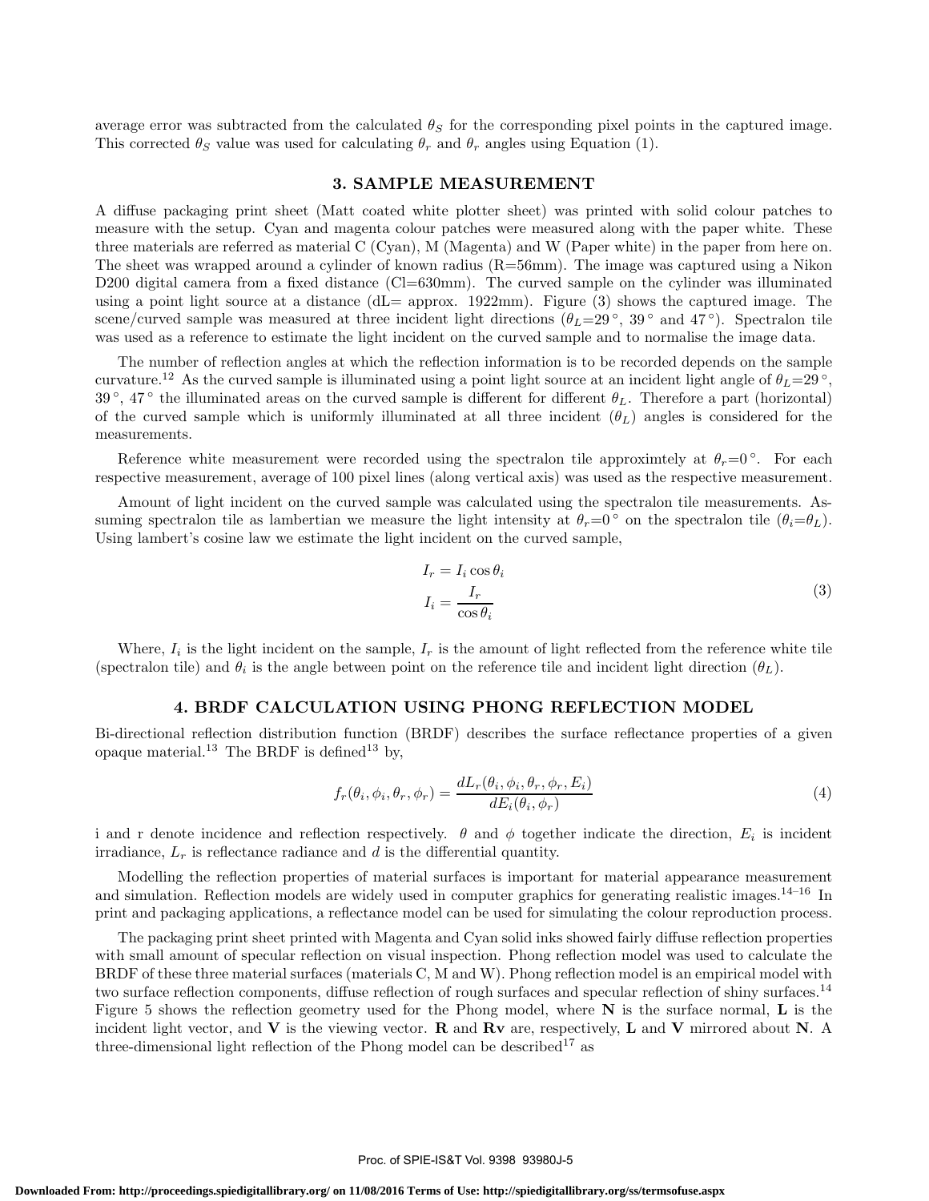average error was subtracted from the calculated $\theta_S$ for the corresponding pixel points in the captured image. This corrected $\theta_S$ value was used for calculating $\theta_r$ and $\theta_r$ angles using Equation (1).

## 3. SAMPLE MEASUREMENT

A diffuse packaging print sheet (Matt coated white plotter sheet) was printed with solid colour patches to measure with the setup. Cyan and magenta colour patches were measured along with the paper white. These three materials are referred as material C (Cyan), M (Magenta) and W (Paper white) in the paper from here on. The sheet was wrapped around a cylinder of known radius (R=56mm). The image was captured using a Nikon D200 digital camera from a fixed distance (Cl=630mm). The curved sample on the cylinder was illuminated using a point light source at a distance (dL= approx. 1922mm). Figure (3) shows the captured image. The scene/curved sample was measured at three incident light directions ($\theta_L$=29 °, 39 ° and 47 °). Spectralon tile was used as a reference to estimate the light incident on the curved sample and to normalise the image data.

The number of reflection angles at which the reflection information is to be recorded depends on the sample curvature.[12] As the curved sample is illuminated using a point light source at an incident light angle of $\theta_L$=29 °, 39 °, 47 ° the illuminated areas on the curved sample is different for different $\theta_L$. Therefore a part (horizontal) of the curved sample which is uniformly illuminated at all three incident ($\theta_L$) angles is considered for the measurements.

Reference white measurement were recorded using the spectralon tile approximtely at $\theta_r$=0 °. For each respective measurement, average of 100 pixel lines (along vertical axis) was used as the respective measurement.

Amount of light incident on the curved sample was calculated using the spectralon tile measurements. Assuming spectralon tile as lambertian we measure the light intensity at $\theta_r$=0 ° on the spectralon tile ($\theta_i$=$\theta_L$). Using lambert's cosine law we estimate the light incident on the curved sample,

$$
\begin{aligned}
I_r &= I_i \cos\theta_i \\
I_i &= \frac{I_r}{\cos\theta_i}
\end{aligned}
\tag{3}
$$

Where, $I_i$ is the light incident on the sample, $I_r$ is the amount of light reflected from the reference white tile (spectralon tile) and $\theta_i$ is the angle between point on the reference tile and incident light direction ($\theta_L$).

## 4. BRDF CALCULATION USING PHONG REFLECTION MODEL

Bi-directional reflection distribution function (BRDF) describes the surface reflectance properties of a given opaque material.[13] The BRDF is defined[13] by,

$$
f_r(\theta_i, \phi_i, \theta_r, \phi_r) = \frac{dL_r(\theta_i, \phi_i, \theta_r, \phi_r, E_i)}{dE_i(\theta_i, \phi_r)} \tag{4}
$$

i and r denote incidence and reflection respectively. $\theta$ and $\phi$ together indicate the direction, $E_i$ is incident irradiance, $L_r$ is reflectance radiance and $d$ is the differential quantity.

Modelling the reflection properties of material surfaces is important for material appearance measurement and simulation. Reflection models are widely used in computer graphics for generating realistic images.[14–16] In print and packaging applications, a reflectance model can be used for simulating the colour reproduction process.

The packaging print sheet printed with Magenta and Cyan solid inks showed fairly diffuse reflection properties with small amount of specular reflection on visual inspection. Phong reflection model was used to calculate the BRDF of these three material surfaces (materials C, M and W). Phong reflection model is an empirical model with two surface reflection components, diffuse reflection of rough surfaces and specular reflection of shiny surfaces.[14] Figure 5 shows the reflection geometry used for the Phong model, where **N** is the surface normal, **L** is the incident light vector, and **V** is the viewing vector. **R** and **Rv** are, respectively, **L** and **V** mirrored about **N**. A three-dimensional light reflection of the Phong model can be described[17] as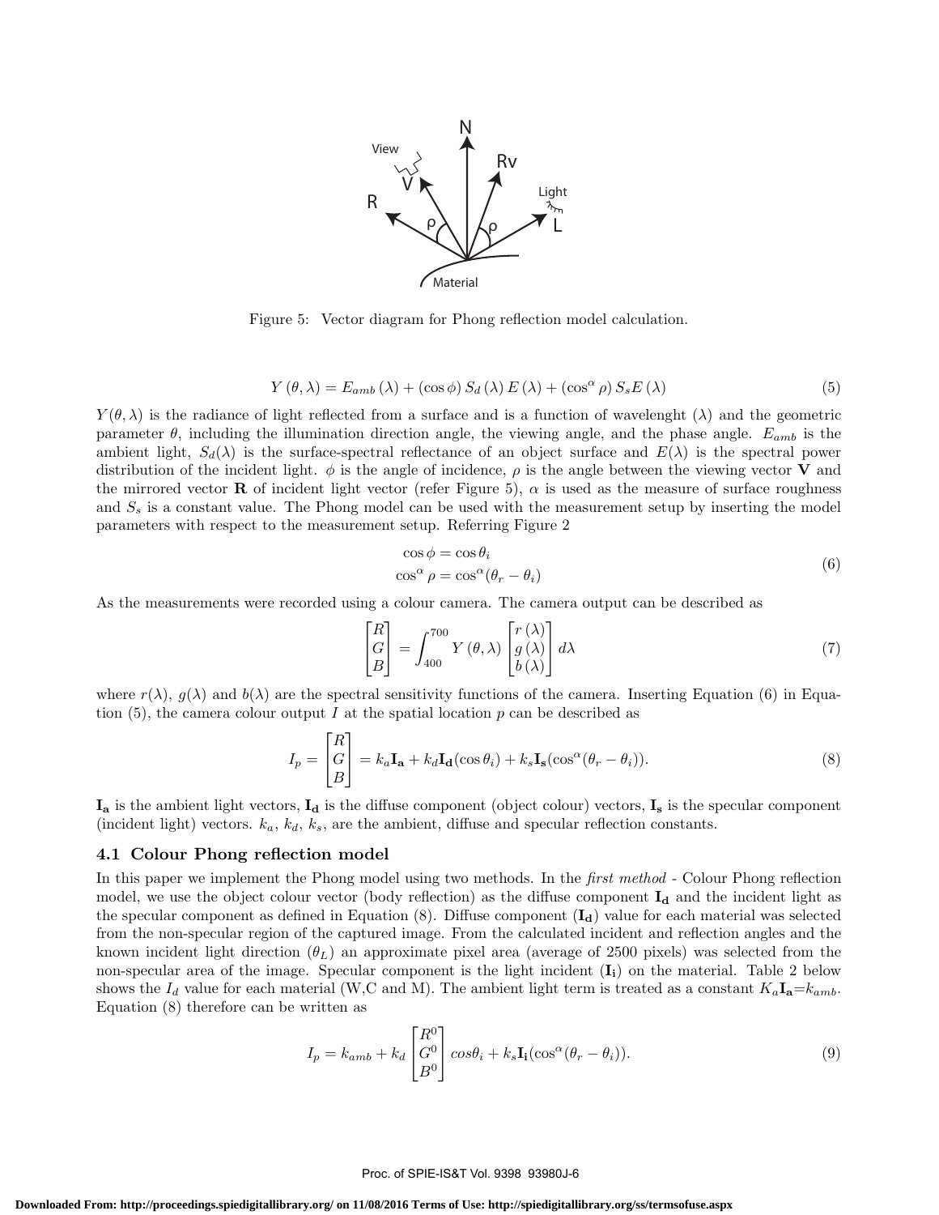Figure 5: Vector diagram for Phong reflection model calculation.

$$Y(\theta, \lambda) = E_{amb}(\lambda) + (\cos\phi)\, S_d(\lambda)\, E(\lambda) + (\cos^{\alpha}\rho)\, S_s E(\lambda) \tag{5}$$

$Y(\theta, \lambda)$ is the radiance of light reflected from a surface and is a function of wavelenght ($\lambda$) and the geometric parameter $\theta$, including the illumination direction angle, the viewing angle, and the phase angle. $E_{amb}$ is the ambient light, $S_d(\lambda)$ is the surface-spectral reflectance of an object surface and $E(\lambda)$ is the spectral power distribution of the incident light. $\phi$ is the angle of incidence, $\rho$ is the angle between the viewing vector $\mathbf{V}$ and the mirrored vector $\mathbf{R}$ of incident light vector (refer Figure 5), $\alpha$ is used as the measure of surface roughness and $S_s$ is a constant value. The Phong model can be used with the measurement setup by inserting the model parameters with respect to the measurement setup. Referring Figure 2

$$\begin{aligned} \cos\phi &= \cos\theta_i \\ \cos^{\alpha}\rho &= \cos^{\alpha}(\theta_r - \theta_i) \end{aligned} \tag{6}$$

As the measurements were recorded using a colour camera. The camera output can be described as

$$\begin{bmatrix} R \\ G \\ B \end{bmatrix} = \int_{400}^{700} Y(\theta, \lambda) \begin{bmatrix} r(\lambda) \\ g(\lambda) \\ b(\lambda) \end{bmatrix} d\lambda \tag{7}$$

where $r(\lambda)$, $g(\lambda)$ and $b(\lambda)$ are the spectral sensitivity functions of the camera. Inserting Equation (6) in Equation (5), the camera colour output $I$ at the spatial location $p$ can be described as

$$I_p = \begin{bmatrix} R \\ G \\ B \end{bmatrix} = k_a \mathbf{I_a} + k_d \mathbf{I_d} (\cos\theta_i) + k_s \mathbf{I_s} (\cos^{\alpha}(\theta_r - \theta_i)). \tag{8}$$

$\mathbf{I_a}$ is the ambient light vectors, $\mathbf{I_d}$ is the diffuse component (object colour) vectors, $\mathbf{I_s}$ is the specular component (incident light) vectors. $k_a$, $k_d$, $k_s$, are the ambient, diffuse and specular reflection constants.

### 4.1 Colour Phong reflection model

In this paper we implement the Phong model using two methods. In the *first method* - Colour Phong reflection model, we use the object colour vector (body reflection) as the diffuse component $\mathbf{I_d}$ and the incident light as the specular component as defined in Equation (8). Diffuse component ($\mathbf{I_d}$) value for each material was selected from the non-specular region of the captured image. From the calculated incident and reflection angles and the known incident light direction ($\theta_L$) an approximate pixel area (average of 2500 pixels) was selected from the non-specular area of the image. Specular component is the light incident ($\mathbf{I_i}$) on the material. Table 2 below shows the $I_d$ value for each material (W,C and M). The ambient light term is treated as a constant $K_a\mathbf{I_a}$=$k_{amb}$. Equation (8) therefore can be written as

$$I_p = k_{amb} + k_d \begin{bmatrix} R^0 \\ G^0 \\ B^0 \end{bmatrix} cos\theta_i + k_s \mathbf{I_i} (\cos^{\alpha}(\theta_r - \theta_i)). \tag{9}$$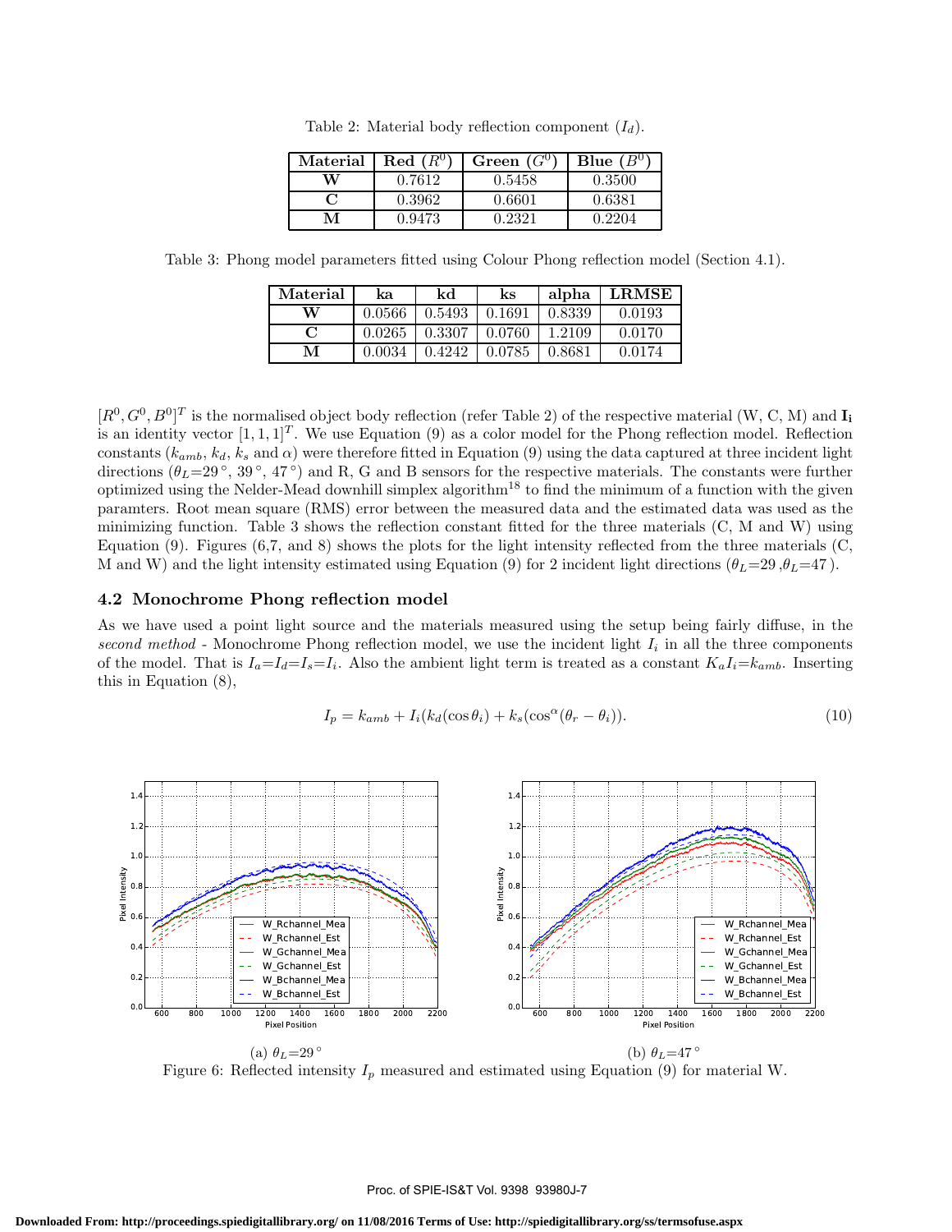Table 2: Material body reflection component ($I_d$).

| Material | Red ($R^0$) | Green ($G^0$) | Blue ($B^0$) |
|---|---|---|---|
| **W** | 0.7612 | 0.5458 | 0.3500 |
| **C** | 0.3962 | 0.6601 | 0.6381 |
| **M** | 0.9473 | 0.2321 | 0.2204 |

Table 3: Phong model parameters fitted using Colour Phong reflection model (Section 4.1).

| Material | ka | kd | ks | alpha | LRMSE |
|---|---|---|---|---|---|
| **W** | 0.0566 | 0.5493 | 0.1691 | 0.8339 | 0.0193 |
| **C** | 0.0265 | 0.3307 | 0.0760 | 1.2109 | 0.0170 |
| **M** | 0.0034 | 0.4242 | 0.0785 | 0.8681 | 0.0174 |

$[R^0, G^0, B^0]^T$ is the normalised object body reflection (refer Table 2) of the respective material (W, C, M) and $\mathbf{I_i}$ is an identity vector $[1, 1, 1]^T$. We use Equation (9) as a color model for the Phong reflection model. Reflection constants ($k_{amb}$, $k_d$, $k_s$ and $\alpha$) were therefore fitted in Equation (9) using the data captured at three incident light directions ($\theta_L$=29$^\circ$, 39$^\circ$, 47$^\circ$) and R, G and B sensors for the respective materials. The constants were further optimized using the Nelder-Mead downhill simplex algorithm[18] to find the minimum of a function with the given paramters. Root mean square (RMS) error between the measured data and the estimated data was used as the minimizing function. Table 3 shows the reflection constant fitted for the three materials (C, M and W) using Equation (9). Figures (6,7, and 8) shows the plots for the light intensity reflected from the three materials (C, M and W) and the light intensity estimated using Equation (9) for 2 incident light directions ($\theta_L$=29 ,$\theta_L$=47 ).

### 4.2 Monochrome Phong reflection model

As we have used a point light source and the materials measured using the setup being fairly diffuse, in the *second method* - Monochrome Phong reflection model, we use the incident light $I_i$ in all the three components of the model. That is $I_a$=$I_d$=$I_s$=$I_i$. Also the ambient light term is treated as a constant $K_a I_i$=$k_{amb}$. Inserting this in Equation (8),

$$I_p = k_{amb} + I_i(k_d(\cos\theta_i) + k_s(\cos^{\alpha}(\theta_r - \theta_i)). \tag{10}$$

(a) $\theta_L$=29$^\circ$

(b) $\theta_L$=47$^\circ$

Figure 6: Reflected intensity $I_p$ measured and estimated using Equation (9) for material W.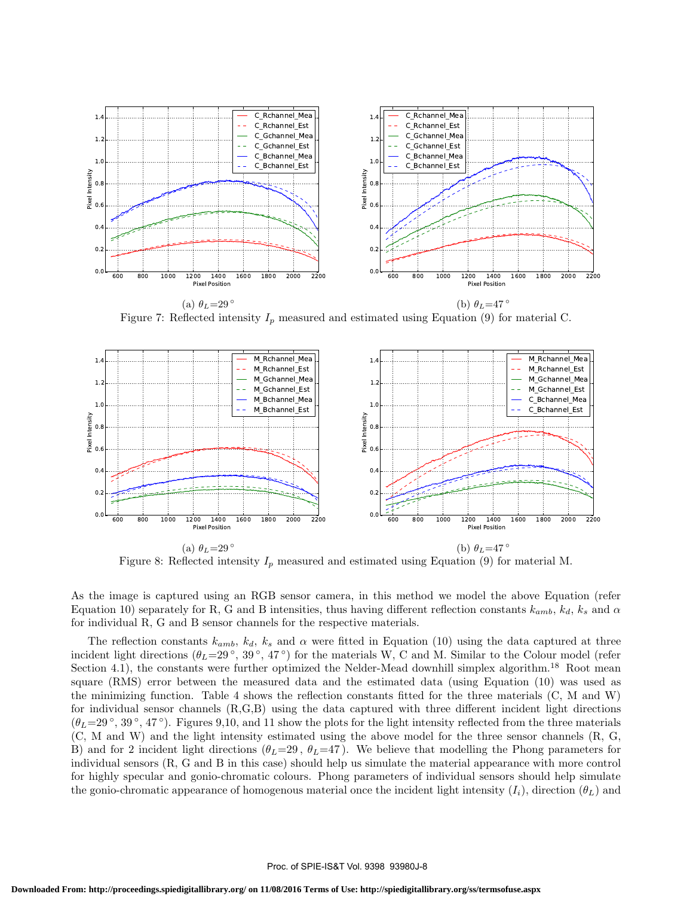(a) $\theta_L$=29$^\circ$

(b) $\theta_L$=47$^\circ$

Figure 7: Reflected intensity $I_p$ measured and estimated using Equation (9) for material C.

(a) $\theta_L$=29$^\circ$

(b) $\theta_L$=47$^\circ$

Figure 8: Reflected intensity $I_p$ measured and estimated using Equation (9) for material M.

As the image is captured using an RGB sensor camera, in this method we model the above Equation (refer Equation 10) separately for R, G and B intensities, thus having different reflection constants $k_{amb}$, $k_d$, $k_s$ and $\alpha$ for individual R, G and B sensor channels for the respective materials.

The reflection constants $k_{amb}$, $k_d$, $k_s$ and $\alpha$ were fitted in Equation (10) using the data captured at three incident light directions ($\theta_L$=29$^\circ$, 39$^\circ$, 47$^\circ$) for the materials W, C and M. Similar to the Colour model (refer Section 4.1), the constants were further optimized the Nelder-Mead downhill simplex algorithm.[18] Root mean square (RMS) error between the measured data and the estimated data (using Equation (10) was used as the minimizing function. Table 4 shows the reflection constants fitted for the three materials (C, M and W) for individual sensor channels (R,G,B) using the data captured with three different incident light directions ($\theta_L$=29$^\circ$, 39$^\circ$, 47$^\circ$). Figures 9,10, and 11 show the plots for the light intensity reflected from the three materials (C, M and W) and the light intensity estimated using the above model for the three sensor channels (R, G, B) and for 2 incident light directions ($\theta_L$=29, $\theta_L$=47). We believe that modelling the Phong parameters for individual sensors (R, G and B in this case) should help us simulate the material appearance with more control for highly specular and gonio-chromatic colours. Phong parameters of individual sensors should help simulate the gonio-chromatic appearance of homogenous material once the incident light intensity ($I_i$), direction ($\theta_L$) and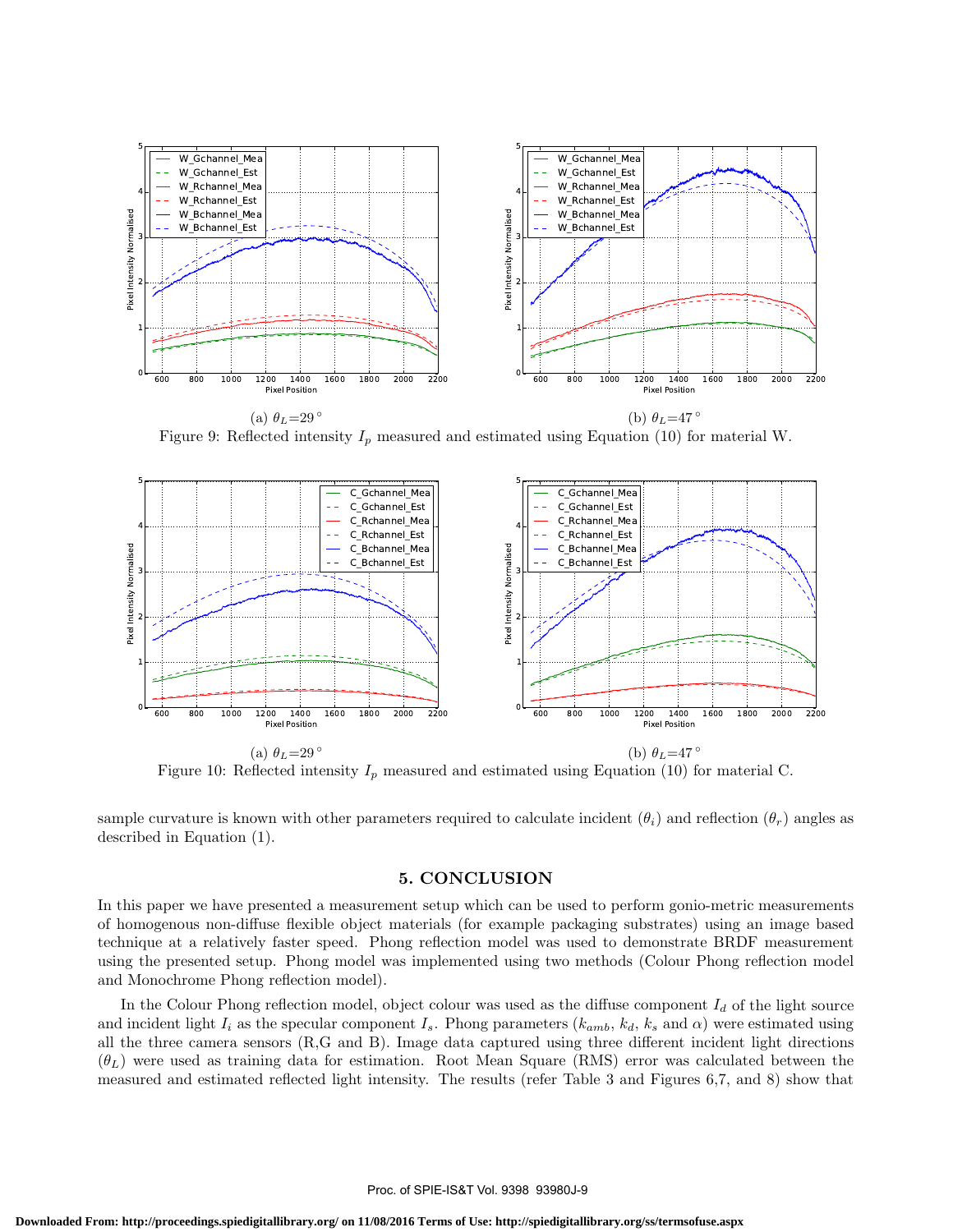(a) $\theta_L$=29°

(b) $\theta_L$=47°

Figure 9: Reflected intensity $I_p$ measured and estimated using Equation (10) for material W.

(a) $\theta_L$=29°

(b) $\theta_L$=47°

Figure 10: Reflected intensity $I_p$ measured and estimated using Equation (10) for material C.

sample curvature is known with other parameters required to calculate incident ($\theta_i$) and reflection ($\theta_r$) angles as described in Equation (1).

## 5. CONCLUSION

In this paper we have presented a measurement setup which can be used to perform gonio-metric measurements of homogenous non-diffuse flexible object materials (for example packaging substrates) using an image based technique at a relatively faster speed. Phong reflection model was used to demonstrate BRDF measurement using the presented setup. Phong model was implemented using two methods (Colour Phong reflection model and Monochrome Phong reflection model).

In the Colour Phong reflection model, object colour was used as the diffuse component $I_d$ of the light source and incident light $I_i$ as the specular component $I_s$. Phong parameters ($k_{amb}$, $k_d$, $k_s$ and $\alpha$) were estimated using all the three camera sensors (R,G and B). Image data captured using three different incident light directions ($\theta_L$) were used as training data for estimation. Root Mean Square (RMS) error was calculated between the measured and estimated reflected light intensity. The results (refer Table 3 and Figures 6,7, and 8) show that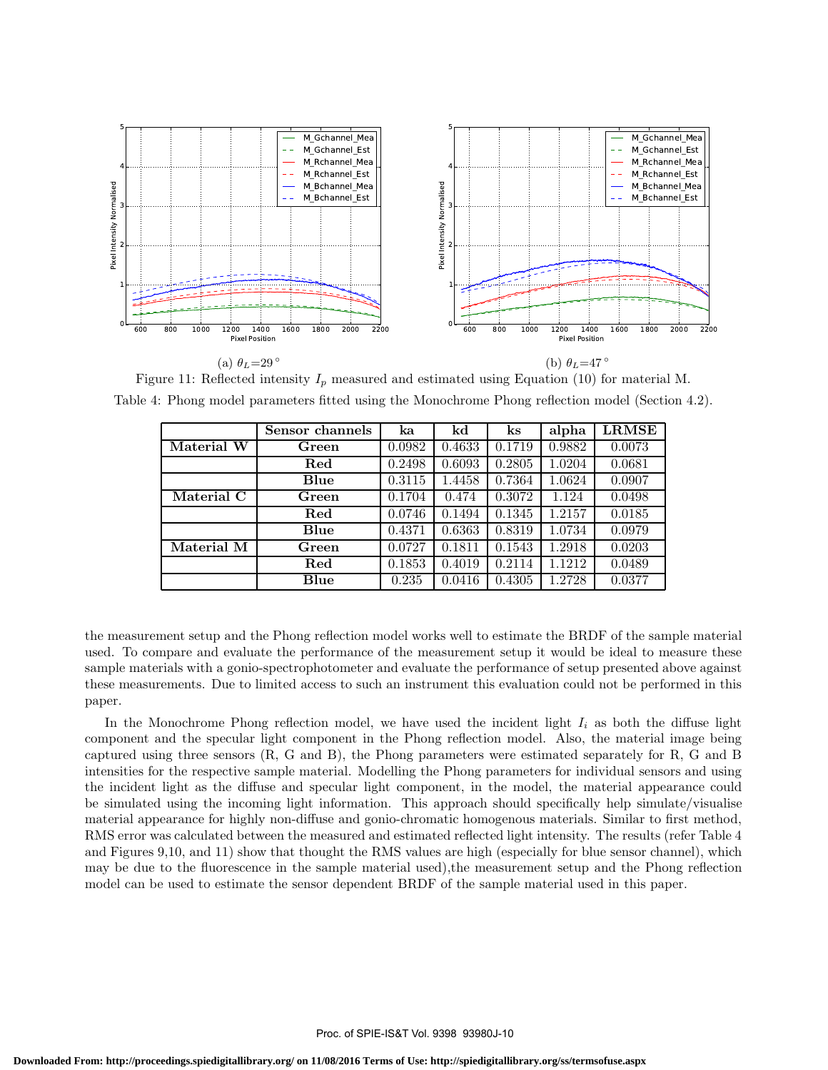(a) $\theta_L$=29$^\circ$

(b) $\theta_L$=47$^\circ$

Figure 11: Reflected intensity $I_p$ measured and estimated using Equation (10) for material M.

Table 4: Phong model parameters fitted using the Monochrome Phong reflection model (Section 4.2).

| | Sensor channels | ka | kd | ks | alpha | LRMSE |
|---|---|---|---|---|---|---|
| **Material W** | **Green** | 0.0982 | 0.4633 | 0.1719 | 0.9882 | 0.0073 |
| | **Red** | 0.2498 | 0.6093 | 0.2805 | 1.0204 | 0.0681 |
| | **Blue** | 0.3115 | 1.4458 | 0.7364 | 1.0624 | 0.0907 |
| **Material C** | **Green** | 0.1704 | 0.474 | 0.3072 | 1.124 | 0.0498 |
| | **Red** | 0.0746 | 0.1494 | 0.1345 | 1.2157 | 0.0185 |
| | **Blue** | 0.4371 | 0.6363 | 0.8319 | 1.0734 | 0.0979 |
| **Material M** | **Green** | 0.0727 | 0.1811 | 0.1543 | 1.2918 | 0.0203 |
| | **Red** | 0.1853 | 0.4019 | 0.2114 | 1.1212 | 0.0489 |
| | **Blue** | 0.235 | 0.0416 | 0.4305 | 1.2728 | 0.0377 |

the measurement setup and the Phong reflection model works well to estimate the BRDF of the sample material used. To compare and evaluate the performance of the measurement setup it would be ideal to measure these sample materials with a gonio-spectrophotometer and evaluate the performance of setup presented above against these measurements. Due to limited access to such an instrument this evaluation could not be performed in this paper.

In the Monochrome Phong reflection model, we have used the incident light $I_i$ as both the diffuse light component and the specular light component in the Phong reflection model. Also, the material image being captured using three sensors (R, G and B), the Phong parameters were estimated separately for R, G and B intensities for the respective sample material. Modelling the Phong parameters for individual sensors and using the incident light as the diffuse and specular light component, in the model, the material appearance could be simulated using the incoming light information. This approach should specifically help simulate/visualise material appearance for highly non-diffuse and gonio-chromatic homogenous materials. Similar to first method, RMS error was calculated between the measured and estimated reflected light intensity. The results (refer Table 4 and Figures 9,10, and 11) show that thought the RMS values are high (especially for blue sensor channel), which may be due to the fluorescence in the sample material used),the measurement setup and the Phong reflection model can be used to estimate the sensor dependent BRDF of the sample material used in this paper.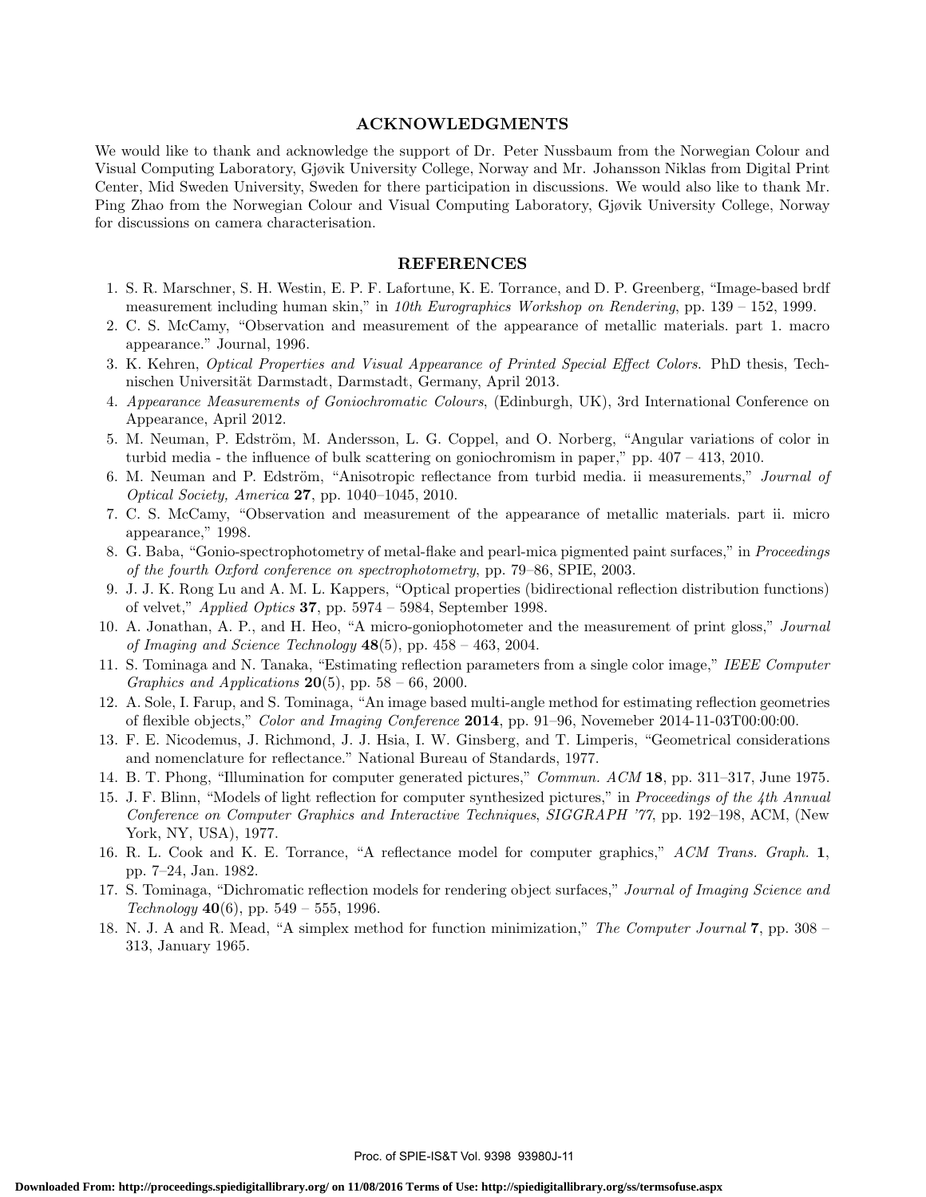## ACKNOWLEDGMENTS

We would like to thank and acknowledge the support of Dr. Peter Nussbaum from the Norwegian Colour and Visual Computing Laboratory, Gjøvik University College, Norway and Mr. Johansson Niklas from Digital Print Center, Mid Sweden University, Sweden for there participation in discussions. We would also like to thank Mr. Ping Zhao from the Norwegian Colour and Visual Computing Laboratory, Gjøvik University College, Norway for discussions on camera characterisation.

## REFERENCES

1. S. R. Marschner, S. H. Westin, E. P. F. Lafortune, K. E. Torrance, and D. P. Greenberg, "Image-based brdf measurement including human skin," in *10th Eurographics Workshop on Rendering*, pp. 139 – 152, 1999.
2. C. S. McCamy, "Observation and measurement of the appearance of metallic materials. part 1. macro appearance." Journal, 1996.
3. K. Kehren, *Optical Properties and Visual Appearance of Printed Special Effect Colors.* PhD thesis, Technischen Universität Darmstadt, Darmstadt, Germany, April 2013.
4. *Appearance Measurements of Goniochromatic Colours*, (Edinburgh, UK), 3rd International Conference on Appearance, April 2012.
5. M. Neuman, P. Edström, M. Andersson, L. G. Coppel, and O. Norberg, "Angular variations of color in turbid media - the influence of bulk scattering on goniochromism in paper," pp. 407 – 413, 2010.
6. M. Neuman and P. Edström, "Anisotropic reflectance from turbid media. ii measurements," *Journal of Optical Society, America* **27**, pp. 1040–1045, 2010.
7. C. S. McCamy, "Observation and measurement of the appearance of metallic materials. part ii. micro appearance," 1998.
8. G. Baba, "Gonio-spectrophotometry of metal-flake and pearl-mica pigmented paint surfaces," in *Proceedings of the fourth Oxford conference on spectrophotometry*, pp. 79–86, SPIE, 2003.
9. J. J. K. Rong Lu and A. M. L. Kappers, "Optical properties (bidirectional reflection distribution functions) of velvet," *Applied Optics* **37**, pp. 5974 – 5984, September 1998.
10. A. Jonathan, A. P., and H. Heo, "A micro-goniophotometer and the measurement of print gloss," *Journal of Imaging and Science Technology* **48**(5), pp. 458 – 463, 2004.
11. S. Tominaga and N. Tanaka, "Estimating reflection parameters from a single color image," *IEEE Computer Graphics and Applications* **20**(5), pp. 58 – 66, 2000.
12. A. Sole, I. Farup, and S. Tominaga, "An image based multi-angle method for estimating reflection geometries of flexible objects," *Color and Imaging Conference* **2014**, pp. 91–96, Novemeber 2014-11-03T00:00:00.
13. F. E. Nicodemus, J. Richmond, J. J. Hsia, I. W. Ginsberg, and T. Limperis, "Geometrical considerations and nomenclature for reflectance." National Bureau of Standards, 1977.
14. B. T. Phong, "Illumination for computer generated pictures," *Commun. ACM* **18**, pp. 311–317, June 1975.
15. J. F. Blinn, "Models of light reflection for computer synthesized pictures," in *Proceedings of the 4th Annual Conference on Computer Graphics and Interactive Techniques*, *SIGGRAPH '77*, pp. 192–198, ACM, (New York, NY, USA), 1977.
16. R. L. Cook and K. E. Torrance, "A reflectance model for computer graphics," *ACM Trans. Graph.* **1**, pp. 7–24, Jan. 1982.
17. S. Tominaga, "Dichromatic reflection models for rendering object surfaces," *Journal of Imaging Science and Technology* **40**(6), pp. 549 – 555, 1996.
18. N. J. A and R. Mead, "A simplex method for function minimization," *The Computer Journal* **7**, pp. 308 – 313, January 1965.